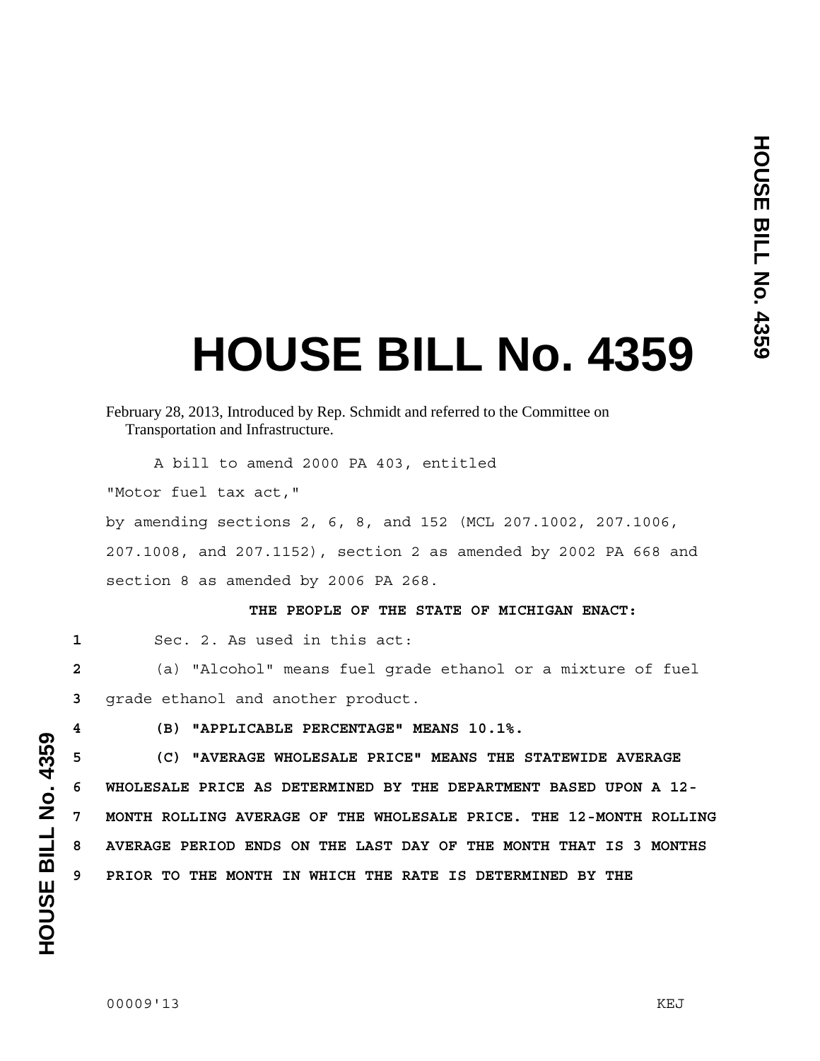# HOUSE BILL No. 4359

February 28, 2013, Introduced by Rep. Schmidt and referred to the Committee on Transportation and Infrastructure.

A bill to amend 2000 PA 403, entitled

"Motor fuel tax act,"

by amending sections 2, 6, 8, and 152 (MCL 207.1002, 207.1006, 207.1008, and 207.1152), section 2 as amended by 2002 PA 668 and section 8 as amended by 2006 PA 268.

**THE PEOPLE OF THE STATE OF MICHIGAN ENACT:**

1 Sec. 2. As used in this act:

2 (a) "Alcohol" means fuel grade ethanol or a mixture of fuel

3 grade ethanol and another product.

4 **(B) "APPLICABLE PERCENTAGE" MEANS 10.1%.**

5 **(C) "AVERAGE WHOLESALE PRICE" MEANS THE STATEWIDE AVERAGE**

6 **WHOLESALE PRICE AS DETERMINED BY THE DEPARTMENT BASED UPON A 12-**

7 **MONTH ROLLING AVERAGE OF THE WHOLESALE PRICE. THE 12-MONTH ROLLING**

8 **AVERAGE PERIOD ENDS ON THE LAST DAY OF THE MONTH THAT IS 3 MONTHS**

9 **PRIOR TO THE MONTH IN WHICH THE RATE IS DETERMINED BY THE**

00009'13 KEJ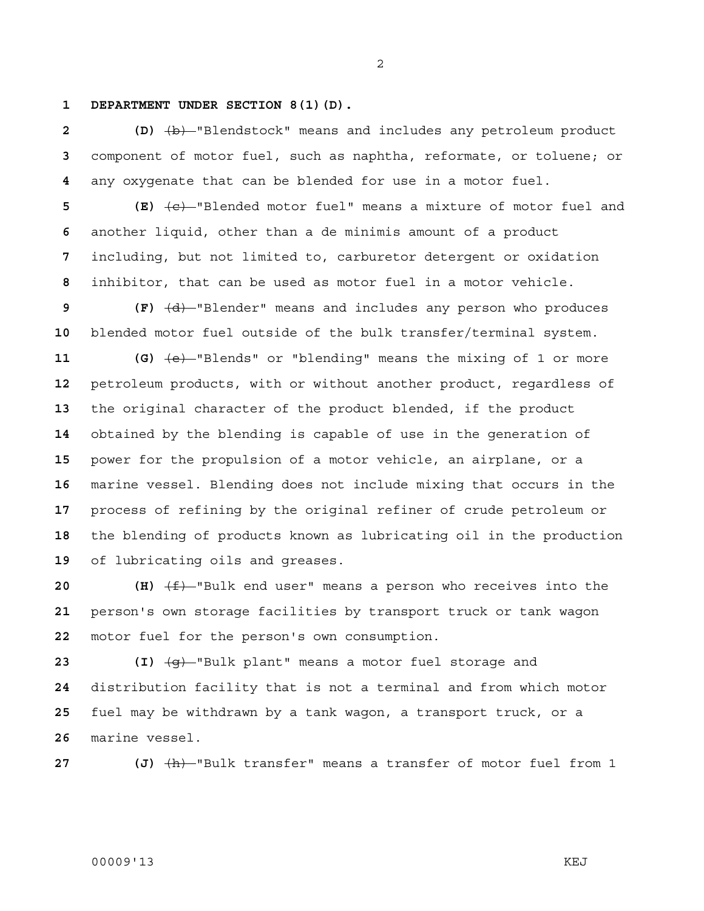**DEPARTMENT UNDER SECTION 8(1)(D).**

**(D)** ~~(b)~~ "Blendstock" means and includes any petroleum product component of motor fuel, such as naphtha, reformate, or toluene; or any oxygenate that can be blended for use in a motor fuel.

**(E)** ~~(c)~~ "Blended motor fuel" means a mixture of motor fuel and another liquid, other than a de minimis amount of a product including, but not limited to, carburetor detergent or oxidation inhibitor, that can be used as motor fuel in a motor vehicle.

**(F)** ~~(d)~~ "Blender" means and includes any person who produces blended motor fuel outside of the bulk transfer/terminal system.

**(G)** ~~(e)~~ "Blends" or "blending" means the mixing of 1 or more petroleum products, with or without another product, regardless of the original character of the product blended, if the product obtained by the blending is capable of use in the generation of power for the propulsion of a motor vehicle, an airplane, or a marine vessel. Blending does not include mixing that occurs in the process of refining by the original refiner of crude petroleum or the blending of products known as lubricating oil in the production of lubricating oils and greases.

**(H)** ~~(f)~~ "Bulk end user" means a person who receives into the person's own storage facilities by transport truck or tank wagon motor fuel for the person's own consumption.

**(I)** ~~(g)~~ "Bulk plant" means a motor fuel storage and distribution facility that is not a terminal and from which motor fuel may be withdrawn by a tank wagon, a transport truck, or a marine vessel.

**(J)** ~~(h)~~ "Bulk transfer" means a transfer of motor fuel from 1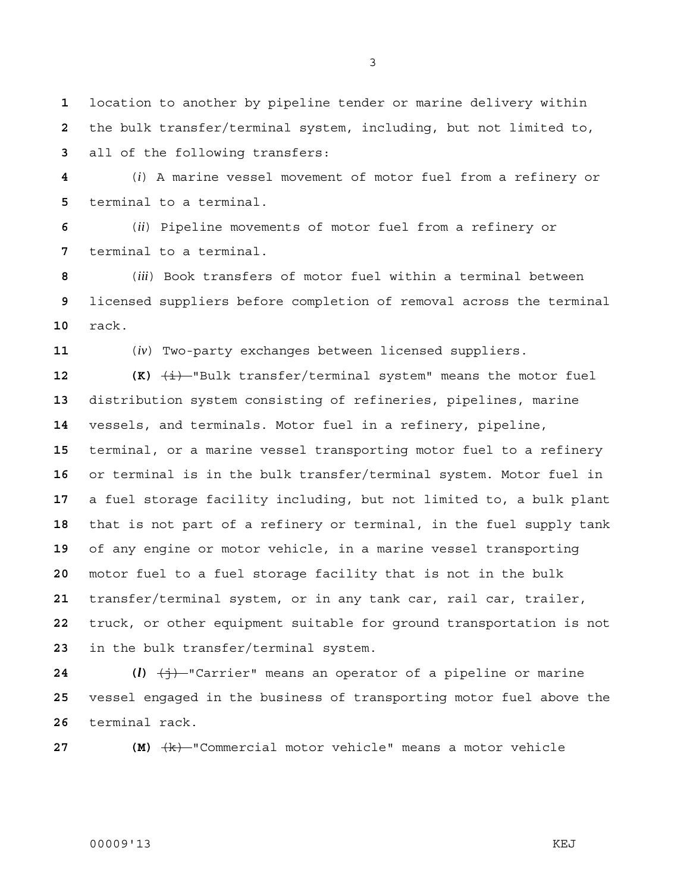location to another by pipeline tender or marine delivery within the bulk transfer/terminal system, including, but not limited to, all of the following transfers:

(*i*) A marine vessel movement of motor fuel from a refinery or terminal to a terminal.

(*ii*) Pipeline movements of motor fuel from a refinery or terminal to a terminal.

(*iii*) Book transfers of motor fuel within a terminal between licensed suppliers before completion of removal across the terminal rack.

(*iv*) Two-party exchanges between licensed suppliers.

**(K)** ~~(i)~~ "Bulk transfer/terminal system" means the motor fuel distribution system consisting of refineries, pipelines, marine vessels, and terminals. Motor fuel in a refinery, pipeline, terminal, or a marine vessel transporting motor fuel to a refinery or terminal is in the bulk transfer/terminal system. Motor fuel in a fuel storage facility including, but not limited to, a bulk plant that is not part of a refinery or terminal, in the fuel supply tank of any engine or motor vehicle, in a marine vessel transporting motor fuel to a fuel storage facility that is not in the bulk transfer/terminal system, or in any tank car, rail car, trailer, truck, or other equipment suitable for ground transportation is not in the bulk transfer/terminal system.

**(*l*)** ~~(j)~~ "Carrier" means an operator of a pipeline or marine vessel engaged in the business of transporting motor fuel above the terminal rack.

**(M)** ~~(k)~~ "Commercial motor vehicle" means a motor vehicle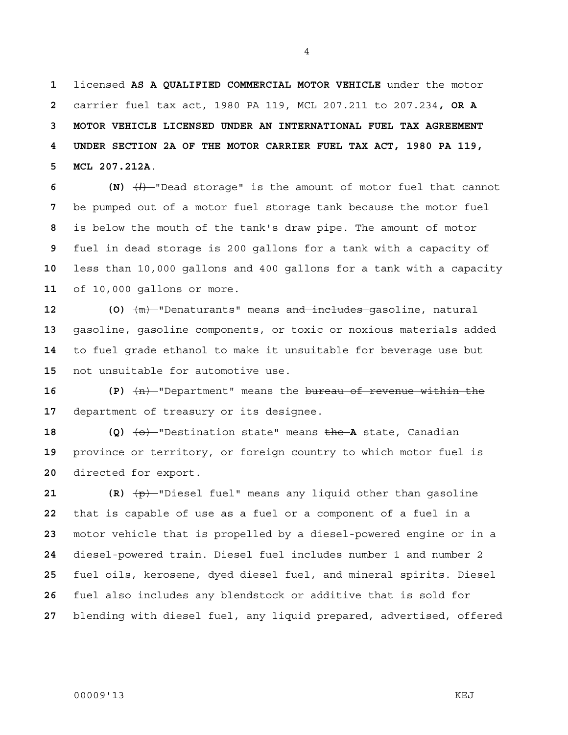licensed **AS A QUALIFIED COMMERCIAL MOTOR VEHICLE** under the motor carrier fuel tax act, 1980 PA 119, MCL 207.211 to 207.234**, OR A MOTOR VEHICLE LICENSED UNDER AN INTERNATIONAL FUEL TAX AGREEMENT UNDER SECTION 2A OF THE MOTOR CARRIER FUEL TAX ACT, 1980 PA 119, MCL 207.212A**.

**(N)** ~~(*l*)~~ "Dead storage" is the amount of motor fuel that cannot be pumped out of a motor fuel storage tank because the motor fuel is below the mouth of the tank's draw pipe. The amount of motor fuel in dead storage is 200 gallons for a tank with a capacity of less than 10,000 gallons and 400 gallons for a tank with a capacity of 10,000 gallons or more.

**(O)** ~~(m)~~ "Denaturants" means ~~and includes~~ gasoline, natural gasoline, gasoline components, or toxic or noxious materials added to fuel grade ethanol to make it unsuitable for beverage use but not unsuitable for automotive use.

**(P)** ~~(n)~~ "Department" means the ~~bureau of revenue within the~~ department of treasury or its designee.

**(Q)** ~~(o)~~ "Destination state" means ~~the~~ **A** state, Canadian province or territory, or foreign country to which motor fuel is directed for export.

**(R)** ~~(p)~~ "Diesel fuel" means any liquid other than gasoline that is capable of use as a fuel or a component of a fuel in a motor vehicle that is propelled by a diesel-powered engine or in a diesel-powered train. Diesel fuel includes number 1 and number 2 fuel oils, kerosene, dyed diesel fuel, and mineral spirits. Diesel fuel also includes any blendstock or additive that is sold for blending with diesel fuel, any liquid prepared, advertised, offered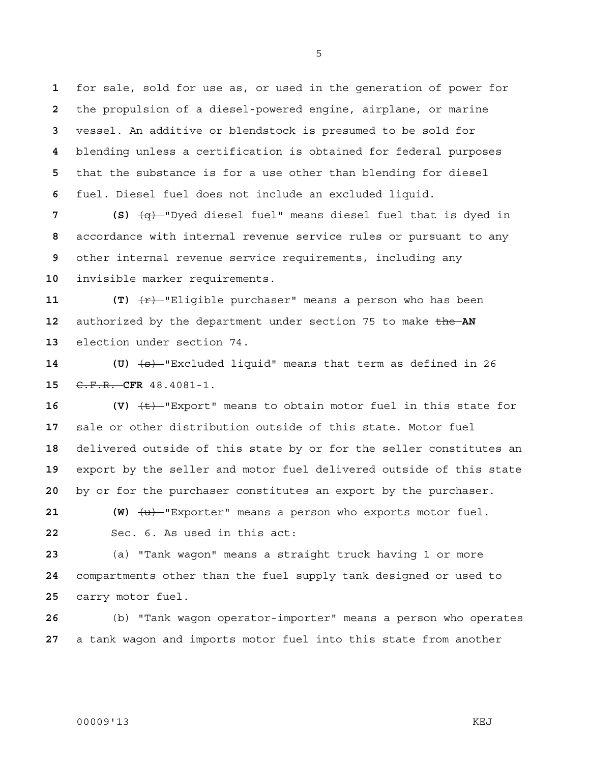for sale, sold for use as, or used in the generation of power for the propulsion of a diesel-powered engine, airplane, or marine vessel. An additive or blendstock is presumed to be sold for blending unless a certification is obtained for federal purposes that the substance is for a use other than blending for diesel fuel. Diesel fuel does not include an excluded liquid.

**(S)** ~~(q)~~ "Dyed diesel fuel" means diesel fuel that is dyed in accordance with internal revenue service rules or pursuant to any other internal revenue service requirements, including any invisible marker requirements.

**(T)** ~~(r)~~ "Eligible purchaser" means a person who has been authorized by the department under section 75 to make ~~the~~ **AN** election under section 74.

**(U)** ~~(s)~~ "Excluded liquid" means that term as defined in 26 ~~C.F.R.~~ **CFR** 48.4081-1.

**(V)** ~~(t)~~ "Export" means to obtain motor fuel in this state for sale or other distribution outside of this state. Motor fuel delivered outside of this state by or for the seller constitutes an export by the seller and motor fuel delivered outside of this state by or for the purchaser constitutes an export by the purchaser.

**(W)** ~~(u)~~ "Exporter" means a person who exports motor fuel.

Sec. 6. As used in this act:

(a) "Tank wagon" means a straight truck having 1 or more compartments other than the fuel supply tank designed or used to carry motor fuel.

(b) "Tank wagon operator-importer" means a person who operates a tank wagon and imports motor fuel into this state from another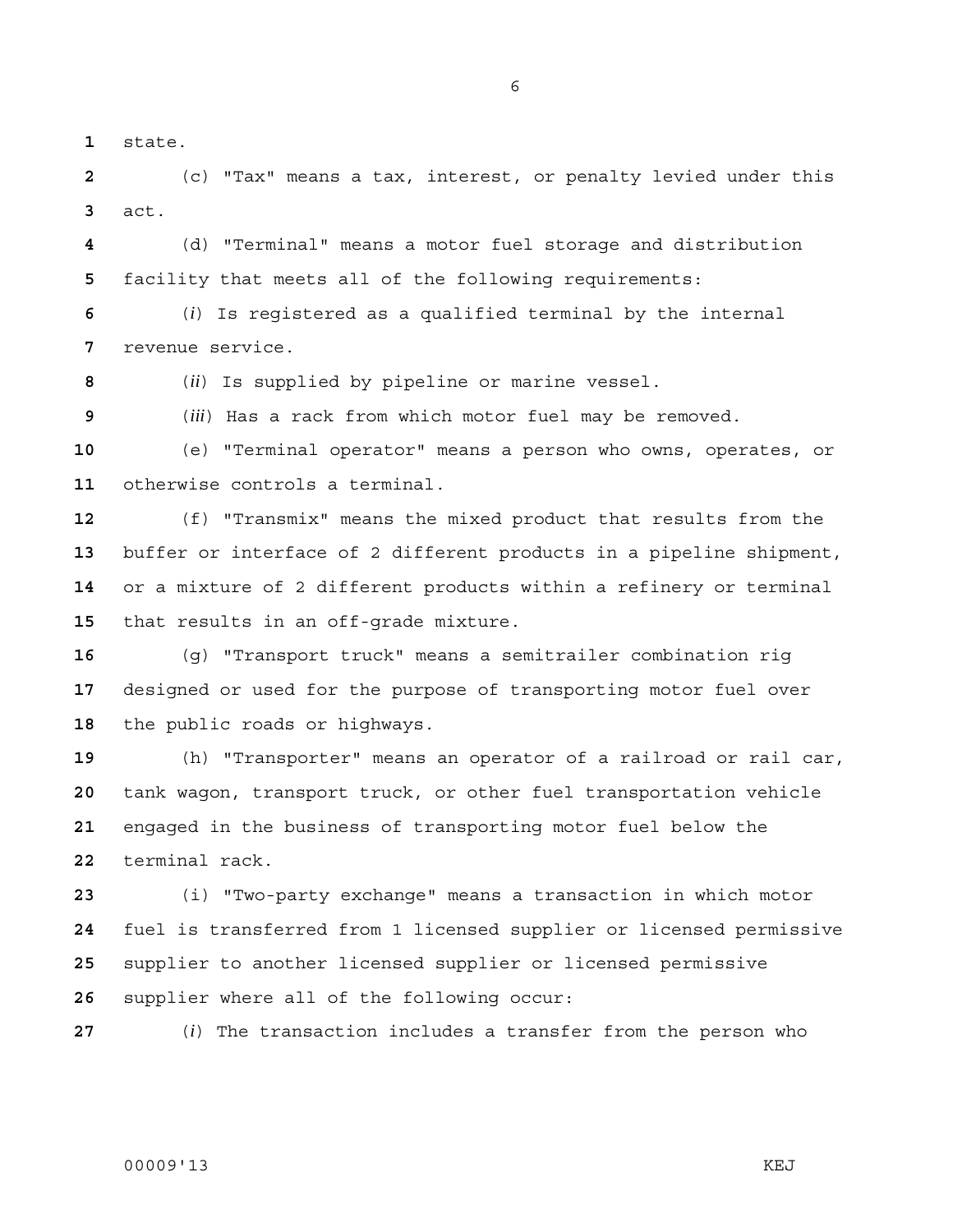state.

(c) "Tax" means a tax, interest, or penalty levied under this act.

(d) "Terminal" means a motor fuel storage and distribution facility that meets all of the following requirements:

(*i*) Is registered as a qualified terminal by the internal revenue service.

(*ii*) Is supplied by pipeline or marine vessel.

(*iii*) Has a rack from which motor fuel may be removed.

(e) "Terminal operator" means a person who owns, operates, or otherwise controls a terminal.

(f) "Transmix" means the mixed product that results from the buffer or interface of 2 different products in a pipeline shipment, or a mixture of 2 different products within a refinery or terminal that results in an off-grade mixture.

(g) "Transport truck" means a semitrailer combination rig designed or used for the purpose of transporting motor fuel over the public roads or highways.

(h) "Transporter" means an operator of a railroad or rail car, tank wagon, transport truck, or other fuel transportation vehicle engaged in the business of transporting motor fuel below the terminal rack.

(i) "Two-party exchange" means a transaction in which motor fuel is transferred from 1 licensed supplier or licensed permissive supplier to another licensed supplier or licensed permissive supplier where all of the following occur:

(*i*) The transaction includes a transfer from the person who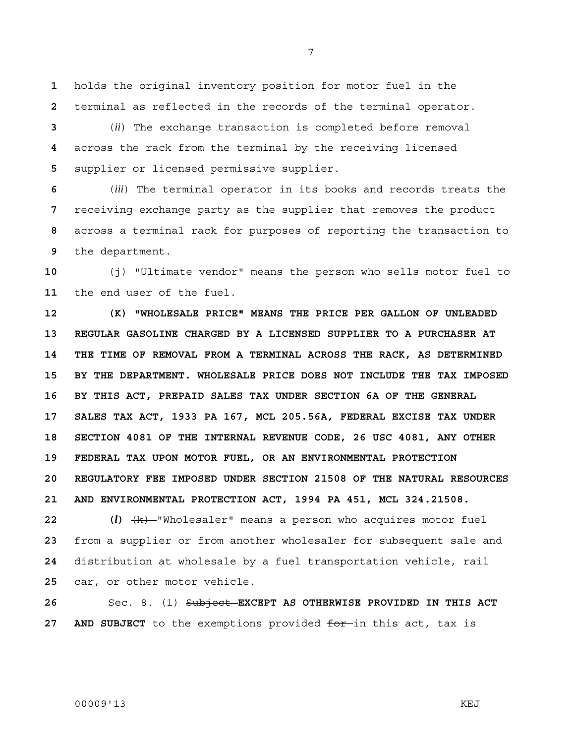holds the original inventory position for motor fuel in the terminal as reflected in the records of the terminal operator.

(*ii*) The exchange transaction is completed before removal across the rack from the terminal by the receiving licensed supplier or licensed permissive supplier.

(*iii*) The terminal operator in its books and records treats the receiving exchange party as the supplier that removes the product across a terminal rack for purposes of reporting the transaction to the department.

(j) "Ultimate vendor" means the person who sells motor fuel to the end user of the fuel.

**(K) "WHOLESALE PRICE" MEANS THE PRICE PER GALLON OF UNLEADED REGULAR GASOLINE CHARGED BY A LICENSED SUPPLIER TO A PURCHASER AT THE TIME OF REMOVAL FROM A TERMINAL ACROSS THE RACK, AS DETERMINED BY THE DEPARTMENT. WHOLESALE PRICE DOES NOT INCLUDE THE TAX IMPOSED BY THIS ACT, PREPAID SALES TAX UNDER SECTION 6A OF THE GENERAL SALES TAX ACT, 1933 PA 167, MCL 205.56A, FEDERAL EXCISE TAX UNDER SECTION 4081 OF THE INTERNAL REVENUE CODE, 26 USC 4081, ANY OTHER FEDERAL TAX UPON MOTOR FUEL, OR AN ENVIRONMENTAL PROTECTION REGULATORY FEE IMPOSED UNDER SECTION 21508 OF THE NATURAL RESOURCES AND ENVIRONMENTAL PROTECTION ACT, 1994 PA 451, MCL 324.21508.**

**(*l*)** ~~(k)~~ "Wholesaler" means a person who acquires motor fuel from a supplier or from another wholesaler for subsequent sale and distribution at wholesale by a fuel transportation vehicle, rail car, or other motor vehicle.

Sec. 8. (1) ~~Subject~~ **EXCEPT AS OTHERWISE PROVIDED IN THIS ACT AND SUBJECT** to the exemptions provided ~~for~~ in this act, tax is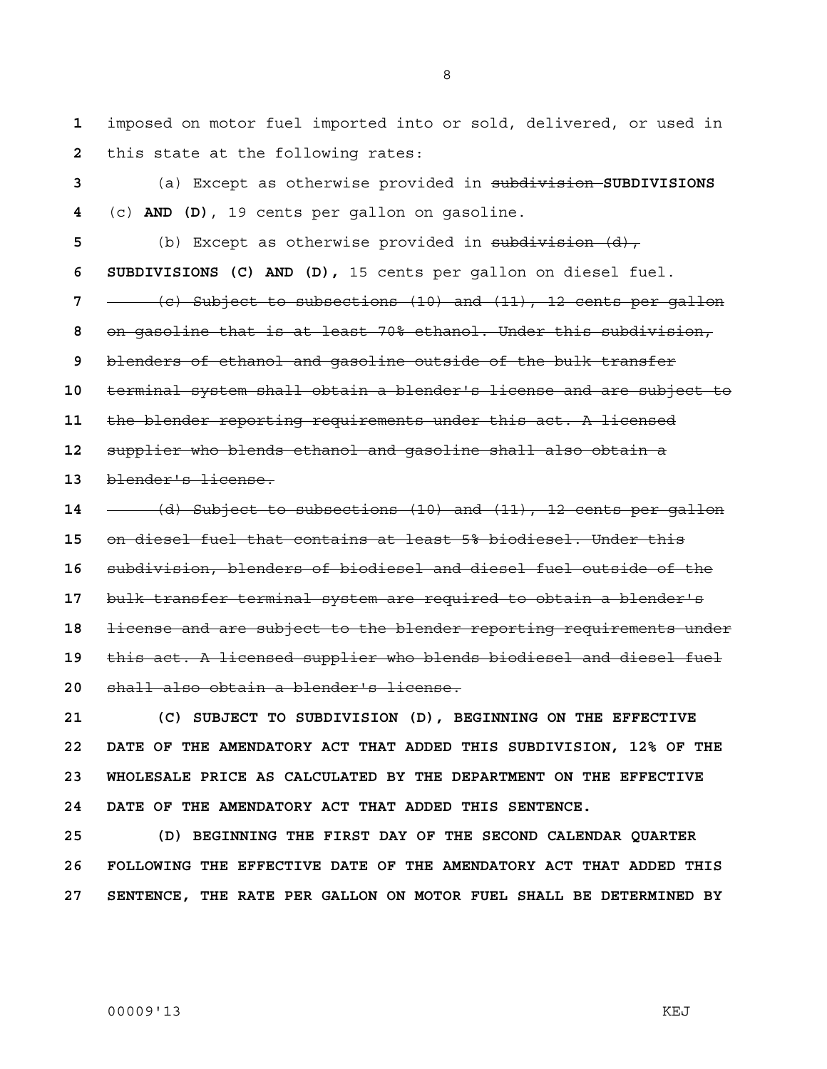imposed on motor fuel imported into or sold, delivered, or used in this state at the following rates:

(a) Except as otherwise provided in ~~subdivision~~ **SUBDIVISIONS** (c) **AND (D)**, 19 cents per gallon on gasoline.

(b) Except as otherwise provided in ~~subdivision (d),~~ **SUBDIVISIONS (C) AND (D),** 15 cents per gallon on diesel fuel.

~~(c) Subject to subsections (10) and (11), 12 cents per gallon on gasoline that is at least 70% ethanol. Under this subdivision, blenders of ethanol and gasoline outside of the bulk transfer terminal system shall obtain a blender's license and are subject to the blender reporting requirements under this act. A licensed supplier who blends ethanol and gasoline shall also obtain a blender's license.~~

~~(d) Subject to subsections (10) and (11), 12 cents per gallon on diesel fuel that contains at least 5% biodiesel. Under this subdivision, blenders of biodiesel and diesel fuel outside of the bulk transfer terminal system are required to obtain a blender's license and are subject to the blender reporting requirements under this act. A licensed supplier who blends biodiesel and diesel fuel shall also obtain a blender's license.~~

**(C) SUBJECT TO SUBDIVISION (D), BEGINNING ON THE EFFECTIVE DATE OF THE AMENDATORY ACT THAT ADDED THIS SUBDIVISION, 12% OF THE WHOLESALE PRICE AS CALCULATED BY THE DEPARTMENT ON THE EFFECTIVE DATE OF THE AMENDATORY ACT THAT ADDED THIS SENTENCE.**

**(D) BEGINNING THE FIRST DAY OF THE SECOND CALENDAR QUARTER FOLLOWING THE EFFECTIVE DATE OF THE AMENDATORY ACT THAT ADDED THIS SENTENCE, THE RATE PER GALLON ON MOTOR FUEL SHALL BE DETERMINED BY**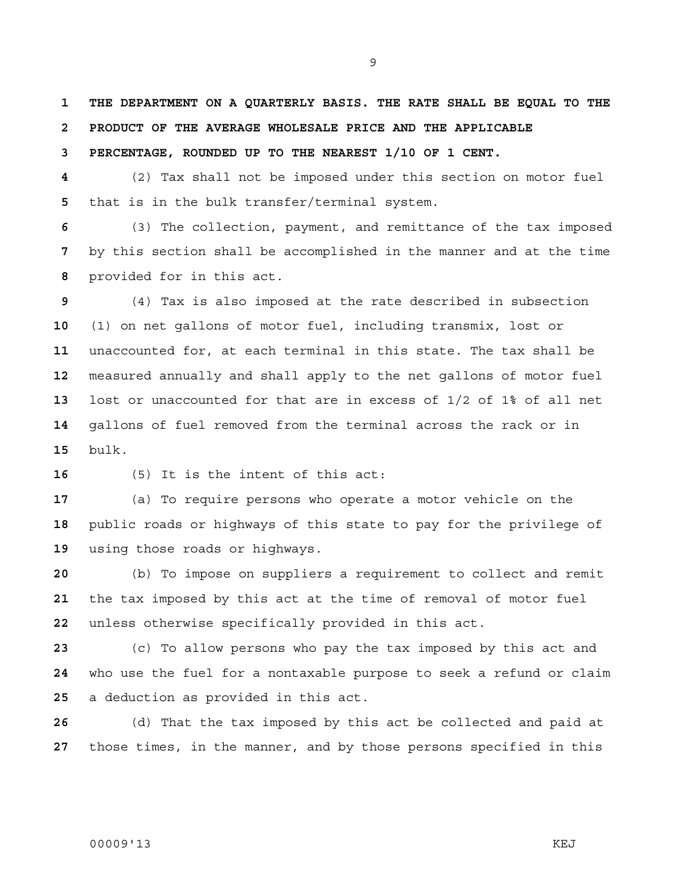**THE DEPARTMENT ON A QUARTERLY BASIS. THE RATE SHALL BE EQUAL TO THE PRODUCT OF THE AVERAGE WHOLESALE PRICE AND THE APPLICABLE PERCENTAGE, ROUNDED UP TO THE NEAREST 1/10 OF 1 CENT.**

(2) Tax shall not be imposed under this section on motor fuel that is in the bulk transfer/terminal system.

(3) The collection, payment, and remittance of the tax imposed by this section shall be accomplished in the manner and at the time provided for in this act.

(4) Tax is also imposed at the rate described in subsection (1) on net gallons of motor fuel, including transmix, lost or unaccounted for, at each terminal in this state. The tax shall be measured annually and shall apply to the net gallons of motor fuel lost or unaccounted for that are in excess of 1/2 of 1% of all net gallons of fuel removed from the terminal across the rack or in bulk.

(5) It is the intent of this act:

(a) To require persons who operate a motor vehicle on the public roads or highways of this state to pay for the privilege of using those roads or highways.

(b) To impose on suppliers a requirement to collect and remit the tax imposed by this act at the time of removal of motor fuel unless otherwise specifically provided in this act.

(c) To allow persons who pay the tax imposed by this act and who use the fuel for a nontaxable purpose to seek a refund or claim a deduction as provided in this act.

(d) That the tax imposed by this act be collected and paid at those times, in the manner, and by those persons specified in this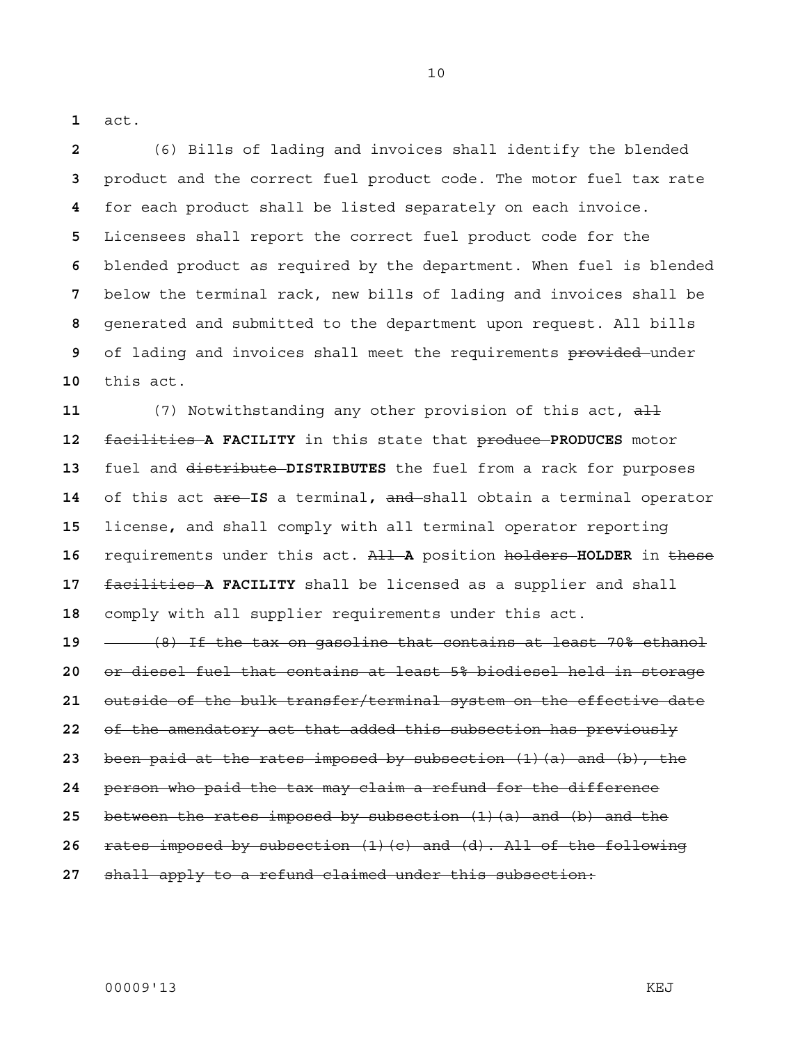act.

(6) Bills of lading and invoices shall identify the blended product and the correct fuel product code. The motor fuel tax rate for each product shall be listed separately on each invoice. Licensees shall report the correct fuel product code for the blended product as required by the department. When fuel is blended below the terminal rack, new bills of lading and invoices shall be generated and submitted to the department upon request. All bills of lading and invoices shall meet the requirements ~~provided~~ under this act.

(7) Notwithstanding any other provision of this act, ~~all facilities~~ **A FACILITY** in this state that ~~produce~~ **PRODUCES** motor fuel and ~~distribute~~ **DISTRIBUTES** the fuel from a rack for purposes of this act ~~are~~ **IS** a terminal, ~~and~~ shall obtain a terminal operator license, and shall comply with all terminal operator reporting requirements under this act. ~~All~~ **A** position ~~holders~~ **HOLDER** in ~~these facilities~~ **A FACILITY** shall be licensed as a supplier and shall comply with all supplier requirements under this act.

~~(8) If the tax on gasoline that contains at least 70% ethanol or diesel fuel that contains at least 5% biodiesel held in storage outside of the bulk transfer/terminal system on the effective date of the amendatory act that added this subsection has previously been paid at the rates imposed by subsection (1)(a) and (b), the person who paid the tax may claim a refund for the difference between the rates imposed by subsection (1)(a) and (b) and the rates imposed by subsection (1)(c) and (d). All of the following shall apply to a refund claimed under this subsection:~~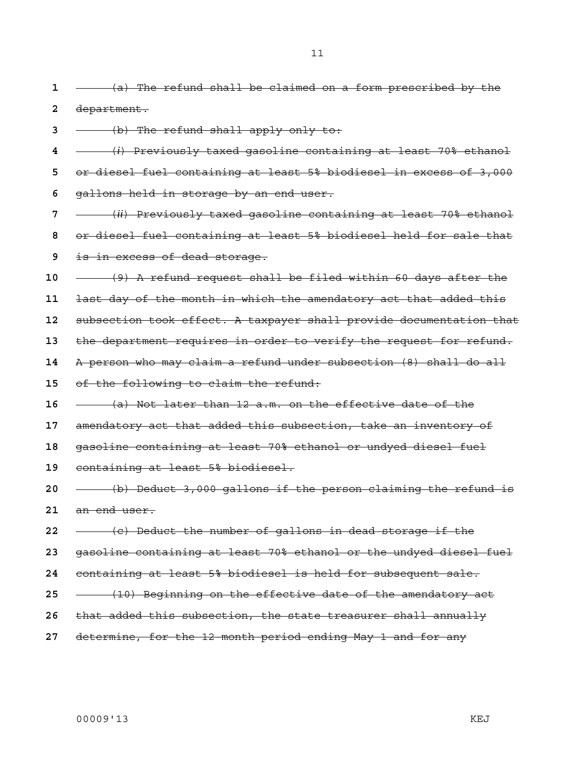~~(a) The refund shall be claimed on a form prescribed by the department.~~

~~(b) The refund shall apply only to:~~

~~(*i*) Previously taxed gasoline containing at least 70% ethanol or diesel fuel containing at least 5% biodiesel in excess of 3,000 gallons held in storage by an end user.~~

~~(*ii*) Previously taxed gasoline containing at least 70% ethanol or diesel fuel containing at least 5% biodiesel held for sale that is in excess of dead storage.~~

~~(9) A refund request shall be filed within 60 days after the last day of the month in which the amendatory act that added this subsection took effect. A taxpayer shall provide documentation that the department requires in order to verify the request for refund. A person who may claim a refund under subsection (8) shall do all of the following to claim the refund:~~

~~(a) Not later than 12 a.m. on the effective date of the amendatory act that added this subsection, take an inventory of gasoline containing at least 70% ethanol or undyed diesel fuel containing at least 5% biodiesel.~~

~~(b) Deduct 3,000 gallons if the person claiming the refund is an end user.~~

~~(c) Deduct the number of gallons in dead storage if the gasoline containing at least 70% ethanol or the undyed diesel fuel containing at least 5% biodiesel is held for subsequent sale.~~

~~(10) Beginning on the effective date of the amendatory act that added this subsection, the state treasurer shall annually determine, for the 12 month period ending May 1 and for any~~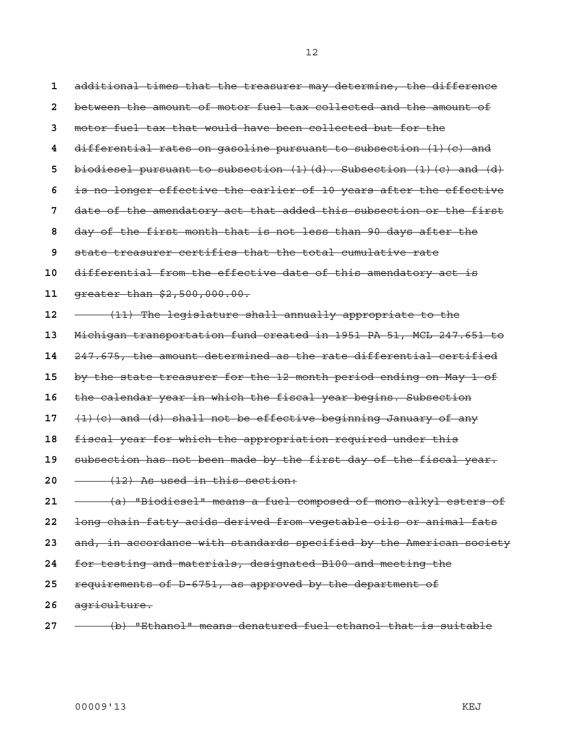~~additional times that the treasurer may determine, the difference between the amount of motor fuel tax collected and the amount of motor fuel tax that would have been collected but for the differential rates on gasoline pursuant to subsection (1)(c) and biodiesel pursuant to subsection (1)(d). Subsection (1)(c) and (d) is no longer effective the earlier of 10 years after the effective date of the amendatory act that added this subsection or the first day of the first month that is not less than 90 days after the state treasurer certifies that the total cumulative rate differential from the effective date of this amendatory act is greater than $2,500,000.00.~~

~~(11) The legislature shall annually appropriate to the Michigan transportation fund created in 1951 PA 51, MCL 247.651 to 247.675, the amount determined as the rate differential certified by the state treasurer for the 12-month period ending on May 1 of the calendar year in which the fiscal year begins. Subsection (1)(c) and (d) shall not be effective beginning January of any fiscal year for which the appropriation required under this subsection has not been made by the first day of the fiscal year.~~

~~(12) As used in this section:~~

~~(a) "Biodiesel" means a fuel composed of mono alkyl esters of long chain fatty acids derived from vegetable oils or animal fats and, in accordance with standards specified by the American society for testing and materials, designated B100 and meeting the requirements of D-6751, as approved by the department of agriculture.~~

~~(b) "Ethanol" means denatured fuel ethanol that is suitable~~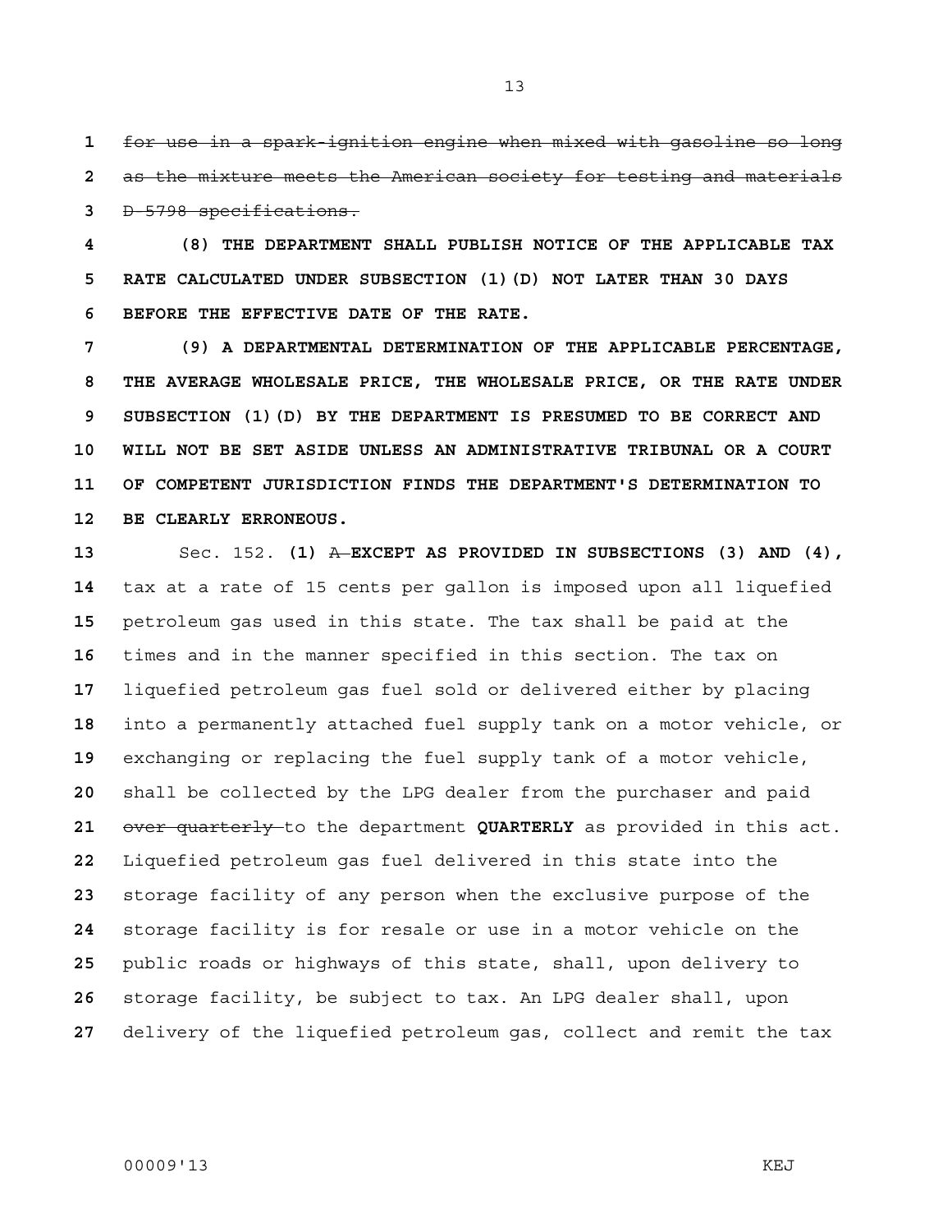~~for use in a spark-ignition engine when mixed with gasoline so long as the mixture meets the American society for testing and materials D-5798 specifications.~~

**(8) THE DEPARTMENT SHALL PUBLISH NOTICE OF THE APPLICABLE TAX RATE CALCULATED UNDER SUBSECTION (1)(D) NOT LATER THAN 30 DAYS BEFORE THE EFFECTIVE DATE OF THE RATE.**

**(9) A DEPARTMENTAL DETERMINATION OF THE APPLICABLE PERCENTAGE, THE AVERAGE WHOLESALE PRICE, THE WHOLESALE PRICE, OR THE RATE UNDER SUBSECTION (1)(D) BY THE DEPARTMENT IS PRESUMED TO BE CORRECT AND WILL NOT BE SET ASIDE UNLESS AN ADMINISTRATIVE TRIBUNAL OR A COURT OF COMPETENT JURISDICTION FINDS THE DEPARTMENT'S DETERMINATION TO BE CLEARLY ERRONEOUS.**

Sec. 152. **(1)** ~~A~~ **EXCEPT AS PROVIDED IN SUBSECTIONS (3) AND (4),** tax at a rate of 15 cents per gallon is imposed upon all liquefied petroleum gas used in this state. The tax shall be paid at the times and in the manner specified in this section. The tax on liquefied petroleum gas fuel sold or delivered either by placing into a permanently attached fuel supply tank on a motor vehicle, or exchanging or replacing the fuel supply tank of a motor vehicle, shall be collected by the LPG dealer from the purchaser and paid ~~over quarterly~~ to the department **QUARTERLY** as provided in this act. Liquefied petroleum gas fuel delivered in this state into the storage facility of any person when the exclusive purpose of the storage facility is for resale or use in a motor vehicle on the public roads or highways of this state, shall, upon delivery to storage facility, be subject to tax. An LPG dealer shall, upon delivery of the liquefied petroleum gas, collect and remit the tax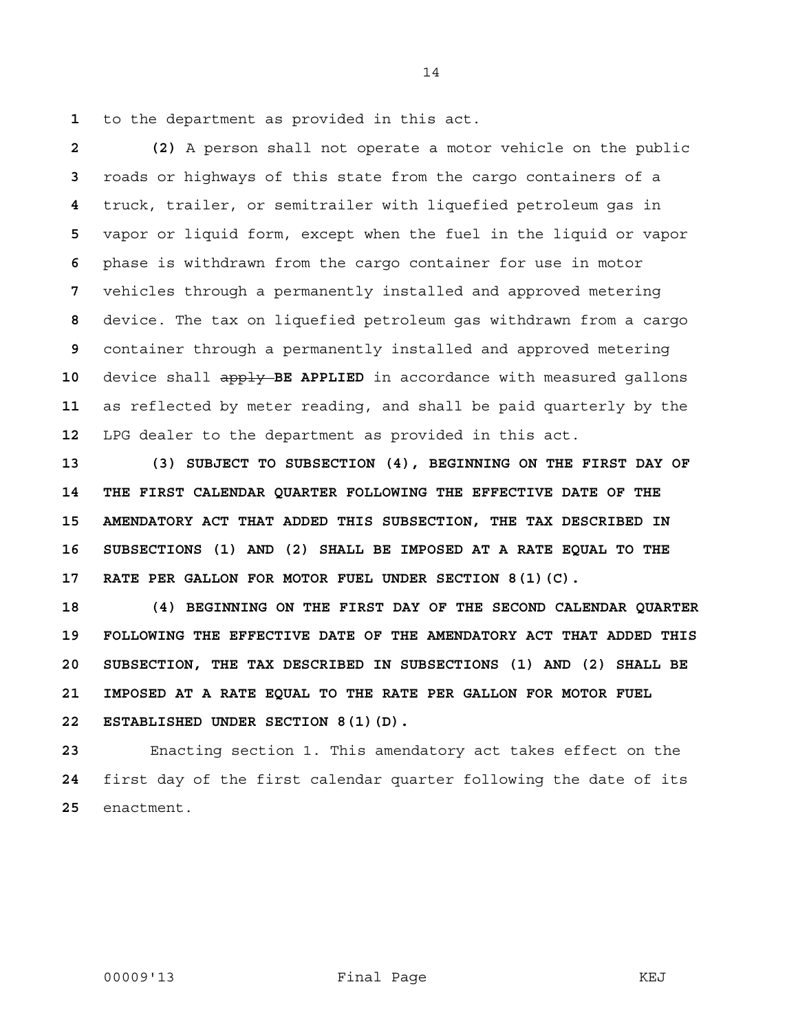to the department as provided in this act.

**(2)** A person shall not operate a motor vehicle on the public roads or highways of this state from the cargo containers of a truck, trailer, or semitrailer with liquefied petroleum gas in vapor or liquid form, except when the fuel in the liquid or vapor phase is withdrawn from the cargo container for use in motor vehicles through a permanently installed and approved metering device. The tax on liquefied petroleum gas withdrawn from a cargo container through a permanently installed and approved metering device shall ~~apply~~ **BE APPLIED** in accordance with measured gallons as reflected by meter reading, and shall be paid quarterly by the LPG dealer to the department as provided in this act.

**(3) SUBJECT TO SUBSECTION (4), BEGINNING ON THE FIRST DAY OF THE FIRST CALENDAR QUARTER FOLLOWING THE EFFECTIVE DATE OF THE AMENDATORY ACT THAT ADDED THIS SUBSECTION, THE TAX DESCRIBED IN SUBSECTIONS (1) AND (2) SHALL BE IMPOSED AT A RATE EQUAL TO THE RATE PER GALLON FOR MOTOR FUEL UNDER SECTION 8(1)(C).**

**(4) BEGINNING ON THE FIRST DAY OF THE SECOND CALENDAR QUARTER FOLLOWING THE EFFECTIVE DATE OF THE AMENDATORY ACT THAT ADDED THIS SUBSECTION, THE TAX DESCRIBED IN SUBSECTIONS (1) AND (2) SHALL BE IMPOSED AT A RATE EQUAL TO THE RATE PER GALLON FOR MOTOR FUEL ESTABLISHED UNDER SECTION 8(1)(D).**

Enacting section 1. This amendatory act takes effect on the first day of the first calendar quarter following the date of its enactment.

00009'13 Final Page KEJ